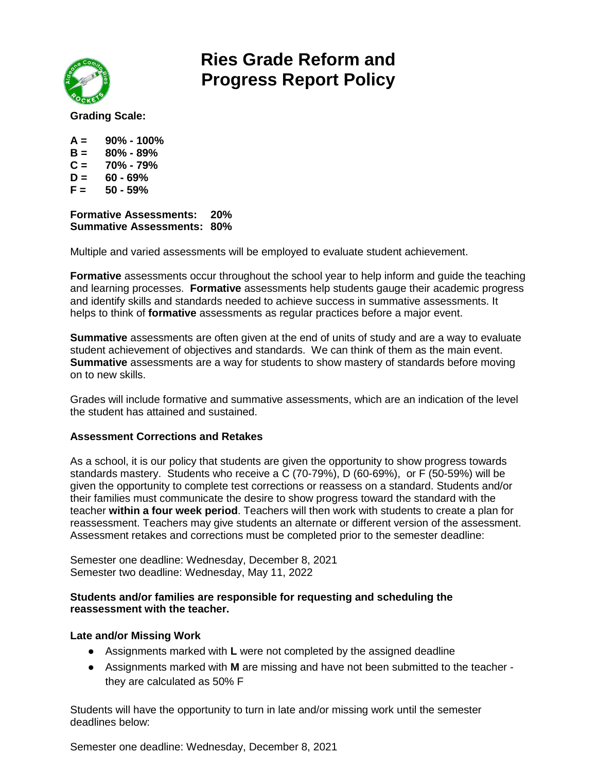# Ries Grade Reform and Progress Report Policy

**Grading Scale:**

**A = 90% - 100%**
**B = 80% - 89%**
**C = 70% - 79%**
**D = 60 - 69%**
**F = 50 - 59%**

**Formative Assessments: 20%**
**Summative Assessments: 80%**

Multiple and varied assessments will be employed to evaluate student achievement.

**Formative** assessments occur throughout the school year to help inform and guide the teaching and learning processes. **Formative** assessments help students gauge their academic progress and identify skills and standards needed to achieve success in summative assessments. It helps to think of **formative** assessments as regular practices before a major event.

**Summative** assessments are often given at the end of units of study and are a way to evaluate student achievement of objectives and standards. We can think of them as the main event. **Summative** assessments are a way for students to show mastery of standards before moving on to new skills.

Grades will include formative and summative assessments, which are an indication of the level the student has attained and sustained.

**Assessment Corrections and Retakes**

As a school, it is our policy that students are given the opportunity to show progress towards standards mastery. Students who receive a C (70-79%), D (60-69%), or F (50-59%) will be given the opportunity to complete test corrections or reassess on a standard. Students and/or their families must communicate the desire to show progress toward the standard with the teacher **within a four week period**. Teachers will then work with students to create a plan for reassessment. Teachers may give students an alternate or different version of the assessment. Assessment retakes and corrections must be completed prior to the semester deadline:

Semester one deadline: Wednesday, December 8, 2021
Semester two deadline: Wednesday, May 11, 2022

**Students and/or families are responsible for requesting and scheduling the reassessment with the teacher.**

**Late and/or Missing Work**

- Assignments marked with **L** were not completed by the assigned deadline
- Assignments marked with **M** are missing and have not been submitted to the teacher - they are calculated as 50% F

Students will have the opportunity to turn in late and/or missing work until the semester deadlines below:

Semester one deadline: Wednesday, December 8, 2021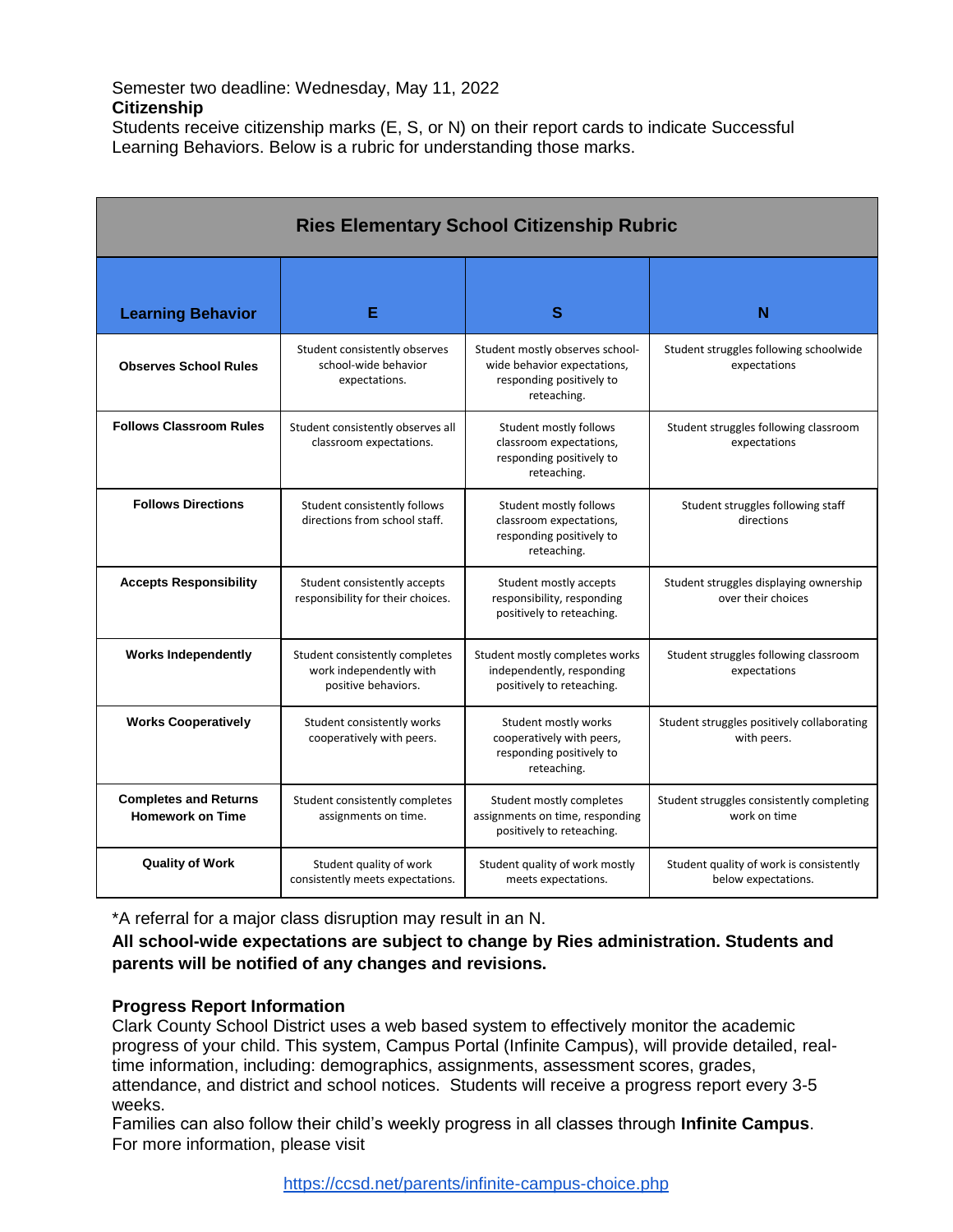Semester two deadline: Wednesday, May 11, 2022

**Citizenship**

Students receive citizenship marks (E, S, or N) on their report cards to indicate Successful Learning Behaviors. Below is a rubric for understanding those marks.

**Ries Elementary School Citizenship Rubric**

| Learning Behavior | E | S | N |
|---|---|---|---|
| **Observes School Rules** | Student consistently observes school-wide behavior expectations. | Student mostly observes school-wide behavior expectations, responding positively to reteaching. | Student struggles following schoolwide expectations |
| **Follows Classroom Rules** | Student consistently observes all classroom expectations. | Student mostly follows classroom expectations, responding positively to reteaching. | Student struggles following classroom expectations |
| **Follows Directions** | Student consistently follows directions from school staff. | Student mostly follows classroom expectations, responding positively to reteaching. | Student struggles following staff directions |
| **Accepts Responsibility** | Student consistently accepts responsibility for their choices. | Student mostly accepts responsibility, responding positively to reteaching. | Student struggles displaying ownership over their choices |
| **Works Independently** | Student consistently completes work independently with positive behaviors. | Student mostly completes works independently, responding positively to reteaching. | Student struggles following classroom expectations |
| **Works Cooperatively** | Student consistently works cooperatively with peers. | Student mostly works cooperatively with peers, responding positively to reteaching. | Student struggles positively collaborating with peers. |
| **Completes and Returns Homework on Time** | Student consistently completes assignments on time. | Student mostly completes assignments on time, responding positively to reteaching. | Student struggles consistently completing work on time |
| **Quality of Work** | Student quality of work consistently meets expectations. | Student quality of work mostly meets expectations. | Student quality of work is consistently below expectations. |

*A referral for a major class disruption may result in an N.

**All school-wide expectations are subject to change by Ries administration. Students and parents will be notified of any changes and revisions.**

### Progress Report Information

Clark County School District uses a web based system to effectively monitor the academic progress of your child. This system, Campus Portal (Infinite Campus), will provide detailed, real-time information, including: demographics, assignments, assessment scores, grades, attendance, and district and school notices. Students will receive a progress report every 3-5 weeks.

Families can also follow their child's weekly progress in all classes through **Infinite Campus**. For more information, please visit

https://ccsd.net/parents/infinite-campus-choice.php